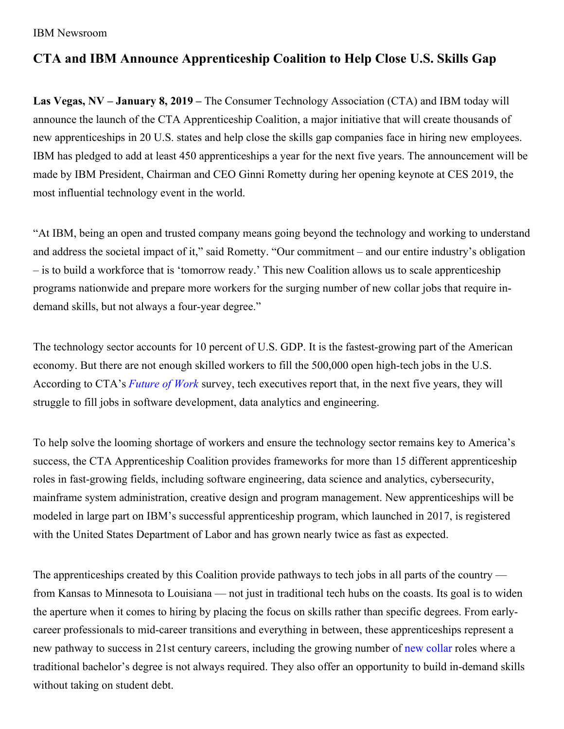IBM Newsroom

# CTA and IBM Announce Apprenticeship Coalition to Help Close U.S. Skills Gap

**Las Vegas, NV – January 8, 2019 –** The Consumer Technology Association (CTA) and IBM today will announce the launch of the CTA Apprenticeship Coalition, a major initiative that will create thousands of new apprenticeships in 20 U.S. states and help close the skills gap companies face in hiring new employees. IBM has pledged to add at least 450 apprenticeships a year for the next five years. The announcement will be made by IBM President, Chairman and CEO Ginni Rometty during her opening keynote at CES 2019, the most influential technology event in the world.

"At IBM, being an open and trusted company means going beyond the technology and working to understand and address the societal impact of it," said Rometty. "Our commitment – and our entire industry's obligation – is to build a workforce that is 'tomorrow ready.' This new Coalition allows us to scale apprenticeship programs nationwide and prepare more workers for the surging number of new collar jobs that require in-demand skills, but not always a four-year degree."

The technology sector accounts for 10 percent of U.S. GDP. It is the fastest-growing part of the American economy. But there are not enough skilled workers to fill the 500,000 open high-tech jobs in the U.S. According to CTA's *Future of Work* survey, tech executives report that, in the next five years, they will struggle to fill jobs in software development, data analytics and engineering.

To help solve the looming shortage of workers and ensure the technology sector remains key to America's success, the CTA Apprenticeship Coalition provides frameworks for more than 15 different apprenticeship roles in fast-growing fields, including software engineering, data science and analytics, cybersecurity, mainframe system administration, creative design and program management. New apprenticeships will be modeled in large part on IBM's successful apprenticeship program, which launched in 2017, is registered with the United States Department of Labor and has grown nearly twice as fast as expected.

The apprenticeships created by this Coalition provide pathways to tech jobs in all parts of the country — from Kansas to Minnesota to Louisiana — not just in traditional tech hubs on the coasts. Its goal is to widen the aperture when it comes to hiring by placing the focus on skills rather than specific degrees. From early-career professionals to mid-career transitions and everything in between, these apprenticeships represent a new pathway to success in 21st century careers, including the growing number of new collar roles where a traditional bachelor's degree is not always required. They also offer an opportunity to build in-demand skills without taking on student debt.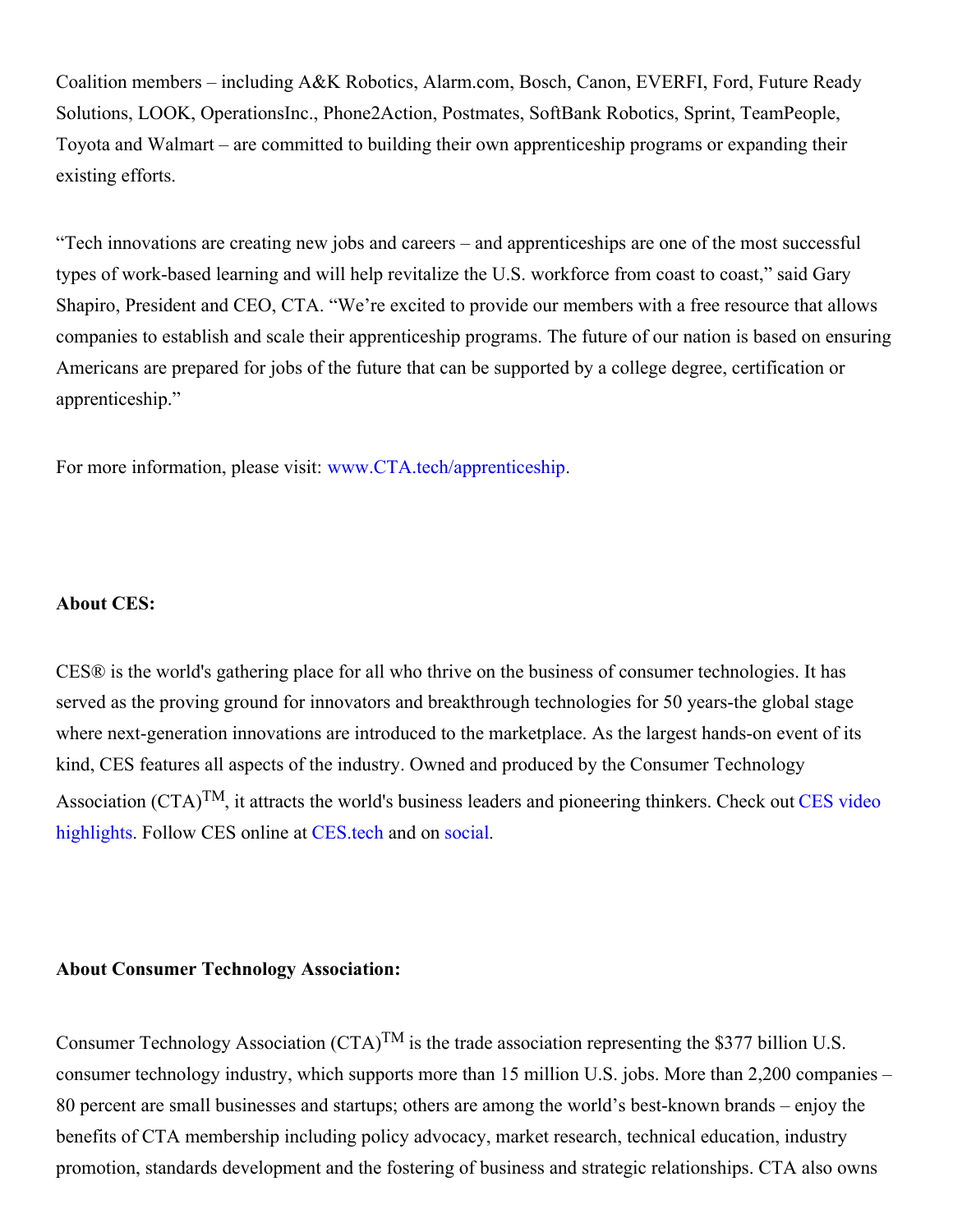Coalition members – including A&K Robotics, Alarm.com, Bosch, Canon, EVERFI, Ford, Future Ready Solutions, LOOK, OperationsInc., Phone2Action, Postmates, SoftBank Robotics, Sprint, TeamPeople, Toyota and Walmart – are committed to building their own apprenticeship programs or expanding their existing efforts.

"Tech innovations are creating new jobs and careers – and apprenticeships are one of the most successful types of work-based learning and will help revitalize the U.S. workforce from coast to coast," said Gary Shapiro, President and CEO, CTA. "We're excited to provide our members with a free resource that allows companies to establish and scale their apprenticeship programs. The future of our nation is based on ensuring Americans are prepared for jobs of the future that can be supported by a college degree, certification or apprenticeship."

For more information, please visit: www.CTA.tech/apprenticeship.

**About CES:**

CES® is the world's gathering place for all who thrive on the business of consumer technologies. It has served as the proving ground for innovators and breakthrough technologies for 50 years-the global stage where next-generation innovations are introduced to the marketplace. As the largest hands-on event of its kind, CES features all aspects of the industry. Owned and produced by the Consumer Technology Association (CTA)™, it attracts the world's business leaders and pioneering thinkers. Check out CES video highlights. Follow CES online at CES.tech and on social.

**About Consumer Technology Association:**

Consumer Technology Association (CTA)™ is the trade association representing the $377 billion U.S. consumer technology industry, which supports more than 15 million U.S. jobs. More than 2,200 companies – 80 percent are small businesses and startups; others are among the world's best-known brands – enjoy the benefits of CTA membership including policy advocacy, market research, technical education, industry promotion, standards development and the fostering of business and strategic relationships. CTA also owns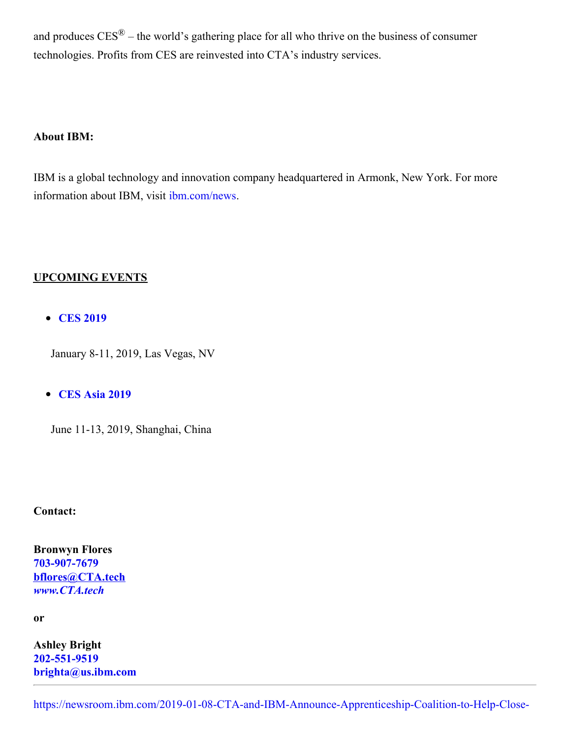and produces CES® – the world's gathering place for all who thrive on the business of consumer technologies. Profits from CES are reinvested into CTA's industry services.

**About IBM:**

IBM is a global technology and innovation company headquartered in Armonk, New York. For more information about IBM, visit ibm.com/news.

**UPCOMING EVENTS**

- **CES 2019**

  January 8-11, 2019, Las Vegas, NV

- **CES Asia 2019**

  June 11-13, 2019, Shanghai, China

**Contact:**

**Bronwyn Flores**
**703-907-7679**
**bflores@CTA.tech**
***www.CTA.tech***

**or**

**Ashley Bright**
**202-551-9519**
**brighta@us.ibm.com**

https://newsroom.ibm.com/2019-01-08-CTA-and-IBM-Announce-Apprenticeship-Coalition-to-Help-Close-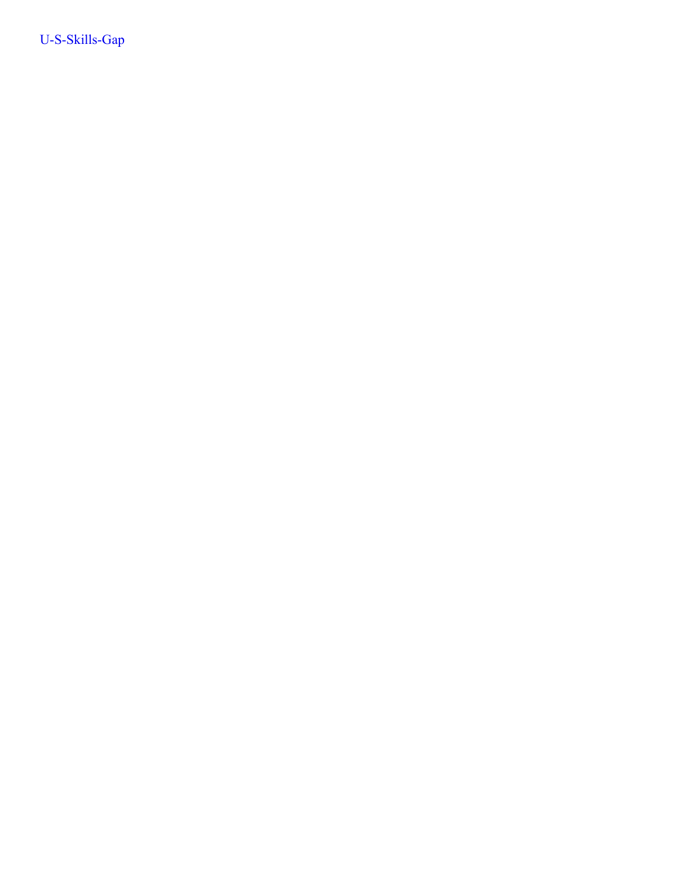U-S-Skills-Gap